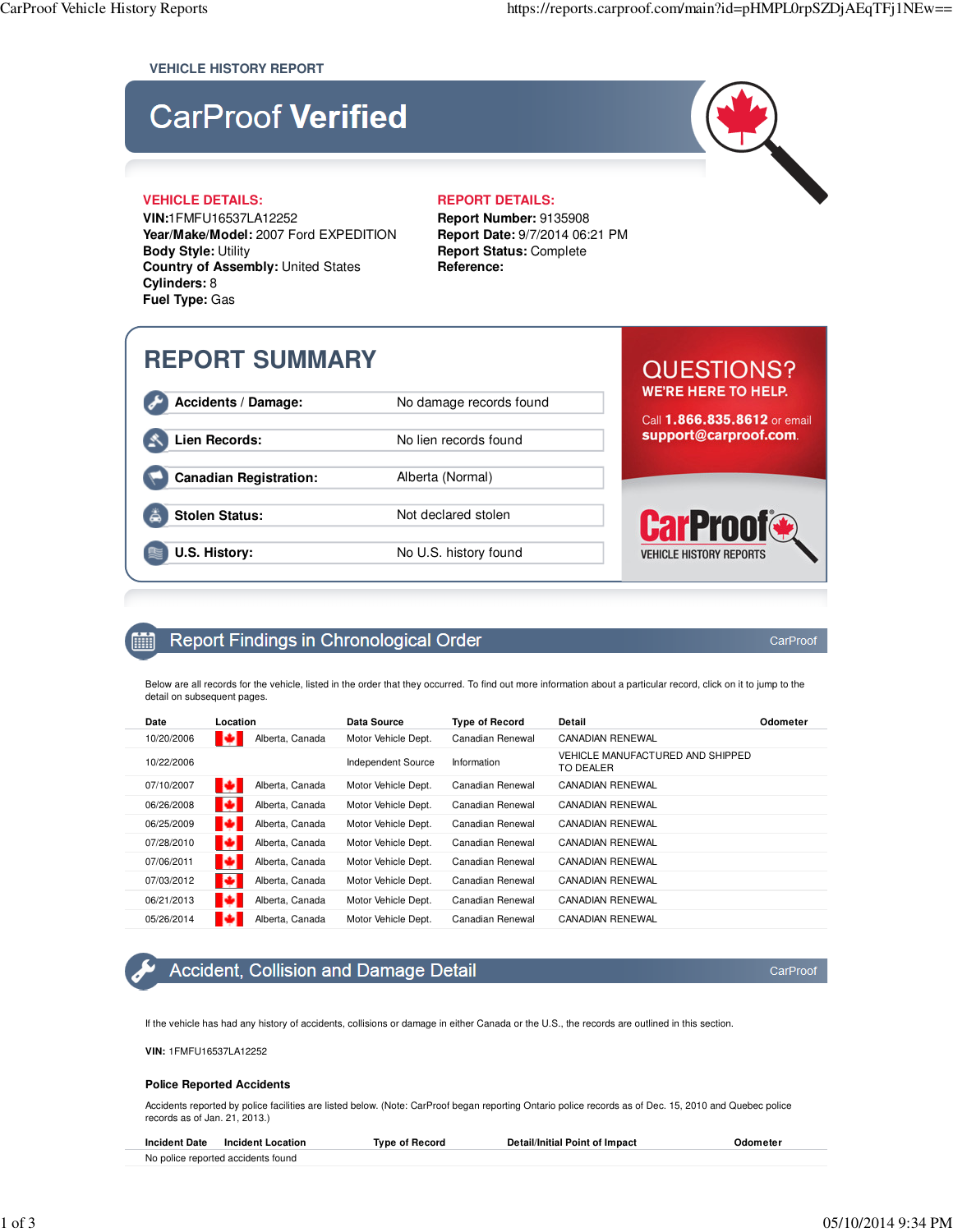VEHICLE HISTORY REPORT

# CarProof **Verified**

**VEHICLE DETAILS:**

**VIN:**1FMFU16537LA12252
**Year/Make/Model:** 2007 Ford EXPEDITION
**Body Style:** Utility
**Country of Assembly:** United States
**Cylinders:** 8
**Fuel Type:** Gas

**REPORT DETAILS:**

**Report Number:** 9135908
**Report Date:** 9/7/2014 06:21 PM
**Report Status:** Complete
**Reference:**

## REPORT SUMMARY

| | |
|---|---|
| **Accidents / Damage:** | No damage records found |
| **Lien Records:** | No lien records found |
| **Canadian Registration:** | Alberta (Normal) |
| **Stolen Status:** | Not declared stolen |
| **U.S. History:** | No U.S. history found |

QUESTIONS?
WE'RE HERE TO HELP.

Call **1.866.835.8612** or email **support@carproof.com**.

CarProof VEHICLE HISTORY REPORTS

## Report Findings in Chronological Order

CarProof

Below are all records for the vehicle, listed in the order that they occurred. To find out more information about a particular record, click on it to jump to the detail on subsequent pages.

| Date | Location | Data Source | Type of Record | Detail | Odometer |
|---|---|---|---|---|---|
| 10/20/2006 | Alberta, Canada | Motor Vehicle Dept. | Canadian Renewal | CANADIAN RENEWAL | |
| 10/22/2006 | | Independent Source | Information | VEHICLE MANUFACTURED AND SHIPPED TO DEALER | |
| 07/10/2007 | Alberta, Canada | Motor Vehicle Dept. | Canadian Renewal | CANADIAN RENEWAL | |
| 06/26/2008 | Alberta, Canada | Motor Vehicle Dept. | Canadian Renewal | CANADIAN RENEWAL | |
| 06/25/2009 | Alberta, Canada | Motor Vehicle Dept. | Canadian Renewal | CANADIAN RENEWAL | |
| 07/28/2010 | Alberta, Canada | Motor Vehicle Dept. | Canadian Renewal | CANADIAN RENEWAL | |
| 07/06/2011 | Alberta, Canada | Motor Vehicle Dept. | Canadian Renewal | CANADIAN RENEWAL | |
| 07/03/2012 | Alberta, Canada | Motor Vehicle Dept. | Canadian Renewal | CANADIAN RENEWAL | |
| 06/21/2013 | Alberta, Canada | Motor Vehicle Dept. | Canadian Renewal | CANADIAN RENEWAL | |
| 05/26/2014 | Alberta, Canada | Motor Vehicle Dept. | Canadian Renewal | CANADIAN RENEWAL | |

## Accident, Collision and Damage Detail

CarProof

If the vehicle has had any history of accidents, collisions or damage in either Canada or the U.S., the records are outlined in this section.

**VIN:** 1FMFU16537LA12252

### Police Reported Accidents

Accidents reported by police facilities are listed below. (Note: CarProof began reporting Ontario police records as of Dec. 15, 2010 and Quebec police records as of Jan. 21, 2013.)

| Incident Date | Incident Location | Type of Record | Detail/Initial Point of Impact | Odometer |
|---|---|---|---|---|
| No police reported accidents found | | | | |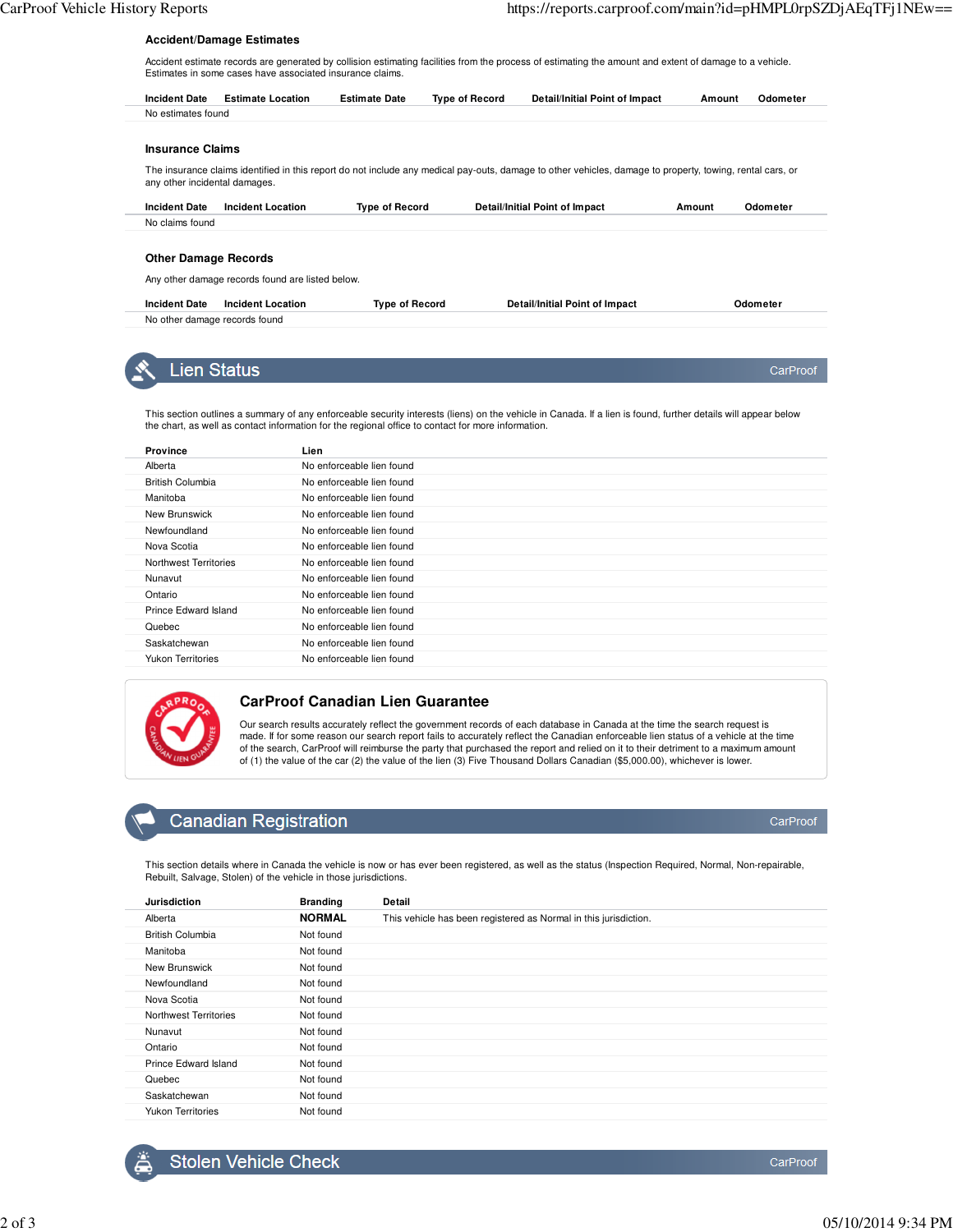### Accident/Damage Estimates

Accident estimate records are generated by collision estimating facilities from the process of estimating the amount and extent of damage to a vehicle. Estimates in some cases have associated insurance claims.

| Incident Date | Estimate Location | Estimate Date | Type of Record | Detail/Initial Point of Impact | Amount | Odometer |
|---|---|---|---|---|---|---|
| No estimates found | | | | | | |

### Insurance Claims

The insurance claims identified in this report do not include any medical pay-outs, damage to other vehicles, damage to property, towing, rental cars, or any other incidental damages.

| Incident Date | Incident Location | Type of Record | Detail/Initial Point of Impact | Amount | Odometer |
|---|---|---|---|---|---|
| No claims found | | | | | |

### Other Damage Records

Any other damage records found are listed below.

| Incident Date | Incident Location | Type of Record | Detail/Initial Point of Impact | Odometer |
|---|---|---|---|---|
| No other damage records found | | | | |

## Lien Status

CarProof

This section outlines a summary of any enforceable security interests (liens) on the vehicle in Canada. If a lien is found, further details will appear below the chart, as well as contact information for the regional office to contact for more information.

| Province | Lien |
|---|---|
| Alberta | No enforceable lien found |
| British Columbia | No enforceable lien found |
| Manitoba | No enforceable lien found |
| New Brunswick | No enforceable lien found |
| Newfoundland | No enforceable lien found |
| Nova Scotia | No enforceable lien found |
| Northwest Territories | No enforceable lien found |
| Nunavut | No enforceable lien found |
| Ontario | No enforceable lien found |
| Prince Edward Island | No enforceable lien found |
| Quebec | No enforceable lien found |
| Saskatchewan | No enforceable lien found |
| Yukon Territories | No enforceable lien found |

### CarProof Canadian Lien Guarantee

Our search results accurately reflect the government records of each database in Canada at the time the search request is made. If for some reason our search report fails to accurately reflect the Canadian enforceable lien status of a vehicle at the time of the search, CarProof will reimburse the party that purchased the report and relied on it to their detriment to a maximum amount of (1) the value of the car (2) the value of the lien (3) Five Thousand Dollars Canadian ($5,000.00), whichever is lower.

## Canadian Registration

CarProof

This section details where in Canada the vehicle is now or has ever been registered, as well as the status (Inspection Required, Normal, Non-repairable, Rebuilt, Salvage, Stolen) of the vehicle in those jurisdictions.

| Jurisdiction | Branding | Detail |
|---|---|---|
| Alberta | **NORMAL** | This vehicle has been registered as Normal in this jurisdiction. |
| British Columbia | Not found | |
| Manitoba | Not found | |
| New Brunswick | Not found | |
| Newfoundland | Not found | |
| Nova Scotia | Not found | |
| Northwest Territories | Not found | |
| Nunavut | Not found | |
| Ontario | Not found | |
| Prince Edward Island | Not found | |
| Quebec | Not found | |
| Saskatchewan | Not found | |
| Yukon Territories | Not found | |

## Stolen Vehicle Check

CarProof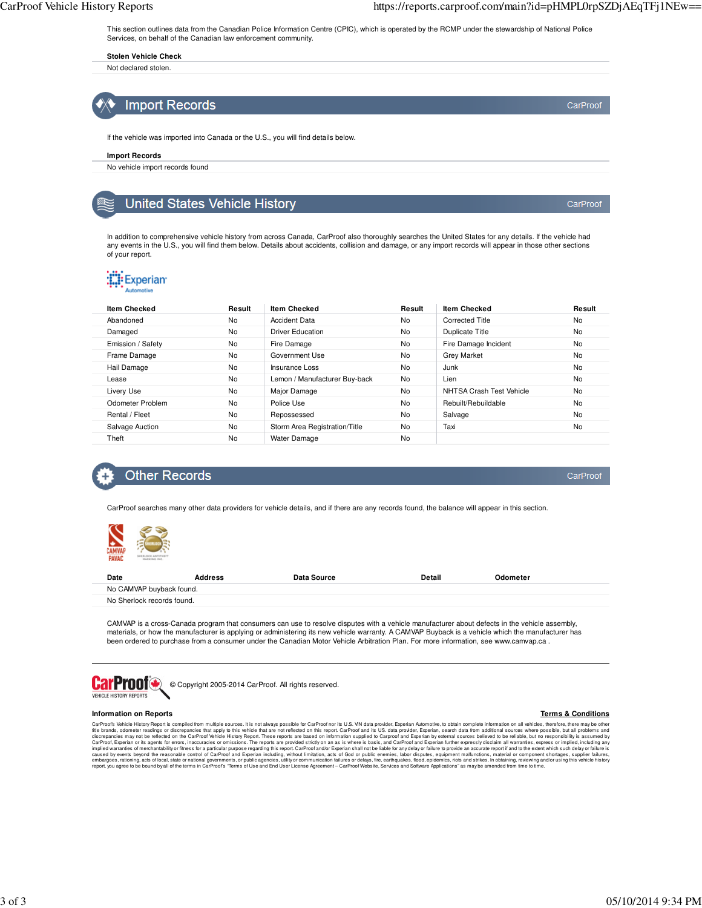This section outlines data from the Canadian Police Information Centre (CPIC), which is operated by the RCMP under the stewardship of National Police Services, on behalf of the Canadian law enforcement community.

**Stolen Vehicle Check**

Not declared stolen.

## Import Records

CarProof

If the vehicle was imported into Canada or the U.S., you will find details below.

**Import Records**

No vehicle import records found

## United States Vehicle History

CarProof

In addition to comprehensive vehicle history from across Canada, CarProof also thoroughly searches the United States for any details. If the vehicle had any events in the U.S., you will find them below. Details about accidents, collision and damage, or any import records will appear in those other sections of your report.

Experian Automotive

| Item Checked | Result | Item Checked | Result | Item Checked | Result |
|---|---|---|---|---|---|
| Abandoned | No | Accident Data | No | Corrected Title | No |
| Damaged | No | Driver Education | No | Duplicate Title | No |
| Emission / Safety | No | Fire Damage | No | Fire Damage Incident | No |
| Frame Damage | No | Government Use | No | Grey Market | No |
| Hail Damage | No | Insurance Loss | No | Junk | No |
| Lease | No | Lemon / Manufacturer Buy-back | No | Lien | No |
| Livery Use | No | Major Damage | No | NHTSA Crash Test Vehicle | No |
| Odometer Problem | No | Police Use | No | Rebuilt/Rebuildable | No |
| Rental / Fleet | No | Repossessed | No | Salvage | No |
| Salvage Auction | No | Storm Area Registration/Title | No | Taxi | No |
| Theft | No | Water Damage | No | | |

## Other Records

CarProof

CarProof searches many other data providers for vehicle details, and if there are any records found, the balance will appear in this section.

| Date | Address | Data Source | Detail | Odometer |
|---|---|---|---|---|
| No CAMVAP buyback found. | | | | |
| No Sherlock records found. | | | | |

CAMVAP is a cross-Canada program that consumers can use to resolve disputes with a vehicle manufacturer about defects in the vehicle assembly, materials, or how the manufacturer is applying or administering its new vehicle warranty. A CAMVAP Buyback is a vehicle which the manufacturer has been ordered to purchase from a consumer under the Canadian Motor Vehicle Arbitration Plan. For more information, see www.camvap.ca .

CarProof VEHICLE HISTORY REPORTS © Copyright 2005-2014 CarProof. All rights reserved.

**Information on Reports**

**Terms & Conditions**

CarProof's Vehicle History Report is compiled from multiple sources. It is not always possible for CarProof nor its U.S. VIN data provider, Experian Automotive, to obtain complete information on all vehicles, therefore, there may be other title brands, odometer readings or discrepancies that apply to this vehicle that are not reflected on this report. CarProof and its US. data provider, Experian, search data from additional sources where possible, but all problems and discrepancies may not be reflected on the CarProof Vehicle History Report. These reports are based on information supplied to Carproof and Experian by external sources believed to be reliable, but no responsibility is assumed by CarProof, Experian or its agents for errors, inaccuracies or omissions. The reports are provided strictly on an as is where is basis, and CarProof and Experian further expressly disclaim all warranties, express or implied, including any implied warranties of merchantability or fitness for a particular purpose regarding this report. CarProof and/or Experian shall not be liable for any delay or failure to provide an accurate report if and to the extent which such delay or failure is caused by events beyond the reasonable control of CarProof and Experian including, without limitation, acts of God or public enemies, labor disputes, equipment malfunctions, material or component shortages, supplier failures, embargoes, rationing, acts of local, state or national governments, or public agencies, utility or communication failures or delays, fire, earthquakes, flood, epidemics, riots and strikes. In obtaining, reviewing and/or using this vehicle history report, you agree to be bound by all of the terms in CarProof's "Terms of Use and End User License Agreement – CarProof Website, Services and Software Applications" as may be amended from time to time.